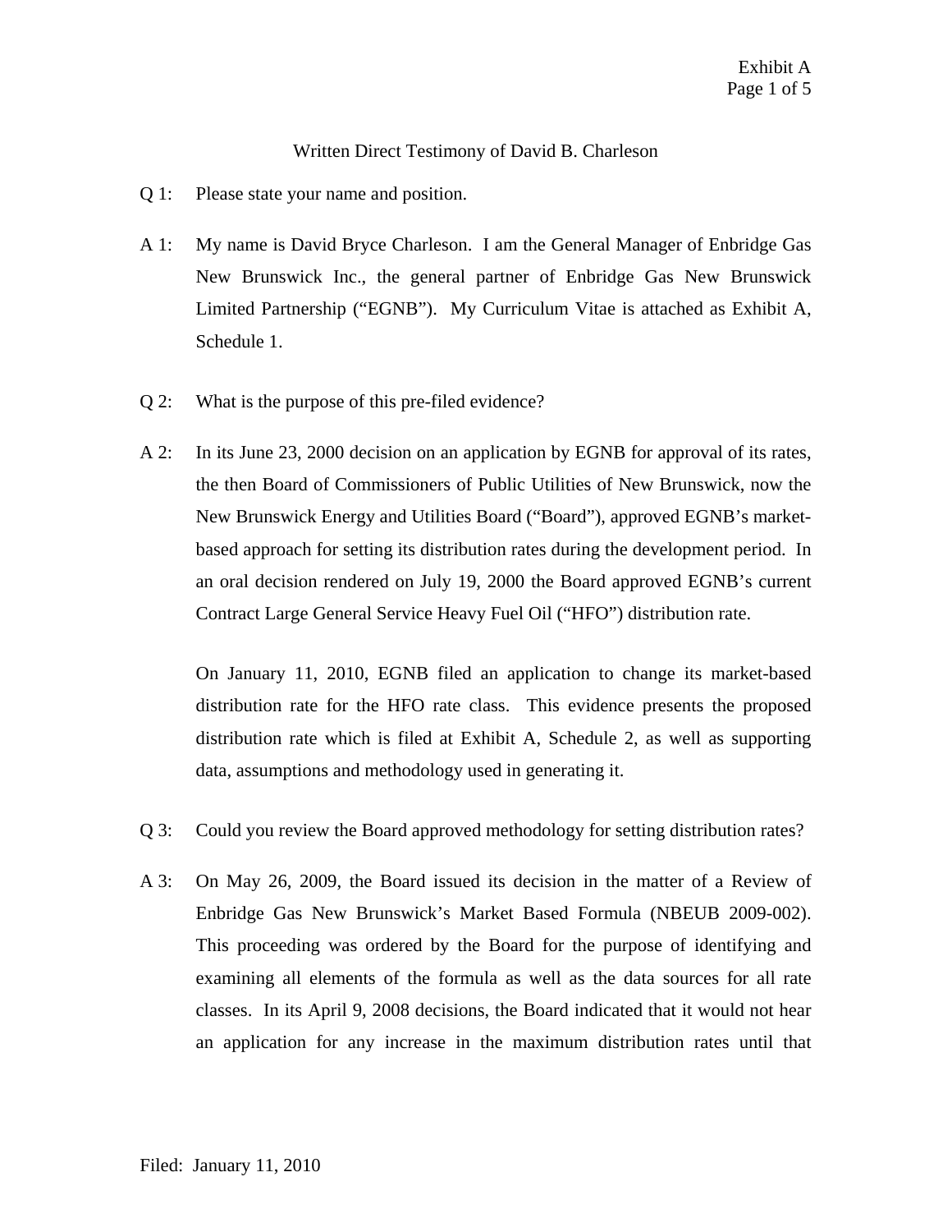# Written Direct Testimony of David B. Charleson

Q 1: Please state your name and position.

A 1: My name is David Bryce Charleson. I am the General Manager of Enbridge Gas New Brunswick Inc., the general partner of Enbridge Gas New Brunswick Limited Partnership ("EGNB"). My Curriculum Vitae is attached as Exhibit A, Schedule 1.

Q 2: What is the purpose of this pre-filed evidence?

A 2: In its June 23, 2000 decision on an application by EGNB for approval of its rates, the then Board of Commissioners of Public Utilities of New Brunswick, now the New Brunswick Energy and Utilities Board ("Board"), approved EGNB's market-based approach for setting its distribution rates during the development period. In an oral decision rendered on July 19, 2000 the Board approved EGNB's current Contract Large General Service Heavy Fuel Oil ("HFO") distribution rate.

On January 11, 2010, EGNB filed an application to change its market-based distribution rate for the HFO rate class. This evidence presents the proposed distribution rate which is filed at Exhibit A, Schedule 2, as well as supporting data, assumptions and methodology used in generating it.

Q 3: Could you review the Board approved methodology for setting distribution rates?

A 3: On May 26, 2009, the Board issued its decision in the matter of a Review of Enbridge Gas New Brunswick's Market Based Formula (NBEUB 2009-002). This proceeding was ordered by the Board for the purpose of identifying and examining all elements of the formula as well as the data sources for all rate classes. In its April 9, 2008 decisions, the Board indicated that it would not hear an application for any increase in the maximum distribution rates until that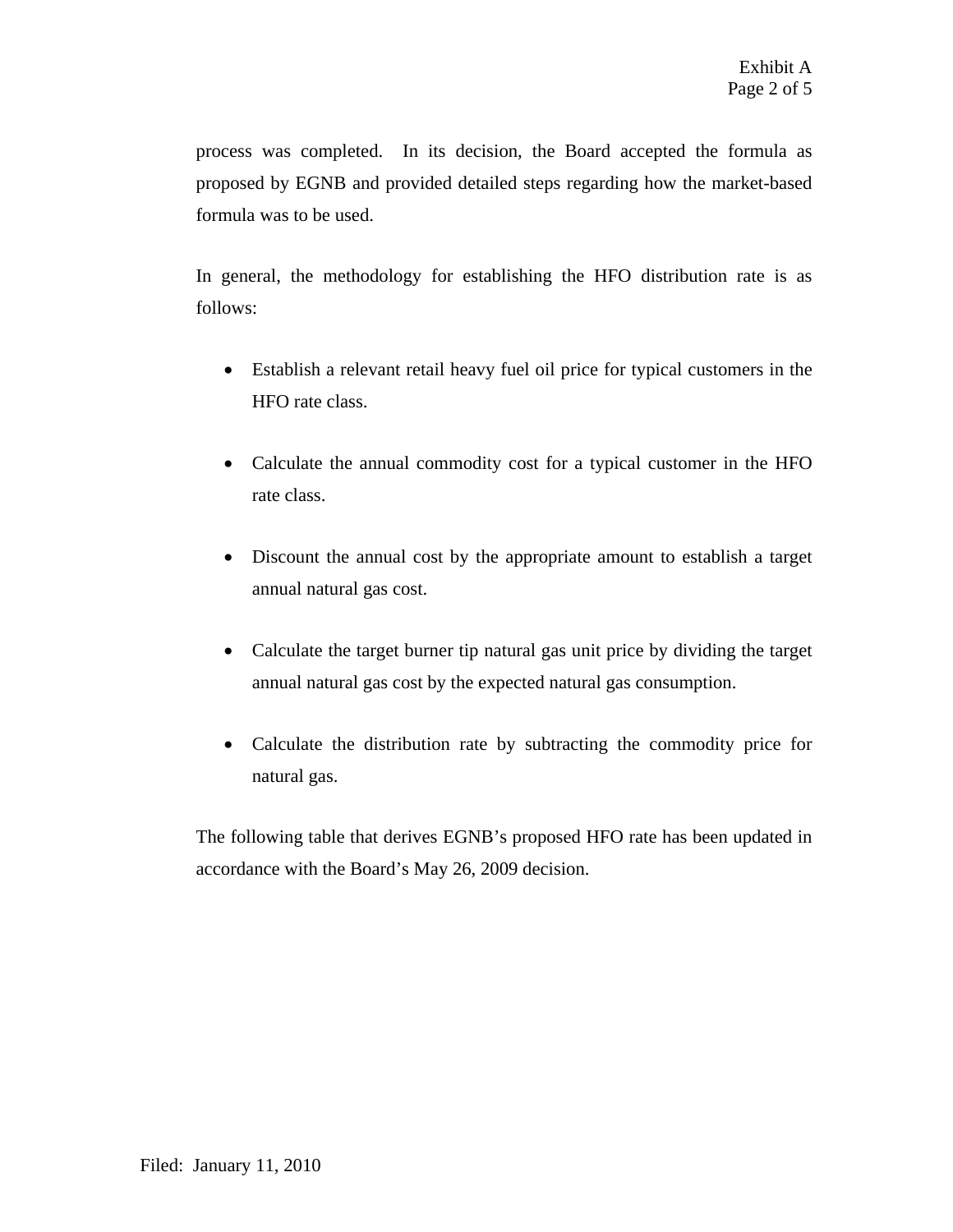process was completed. In its decision, the Board accepted the formula as proposed by EGNB and provided detailed steps regarding how the market-based formula was to be used.

In general, the methodology for establishing the HFO distribution rate is as follows:

- Establish a relevant retail heavy fuel oil price for typical customers in the HFO rate class.

- Calculate the annual commodity cost for a typical customer in the HFO rate class.

- Discount the annual cost by the appropriate amount to establish a target annual natural gas cost.

- Calculate the target burner tip natural gas unit price by dividing the target annual natural gas cost by the expected natural gas consumption.

- Calculate the distribution rate by subtracting the commodity price for natural gas.

The following table that derives EGNB's proposed HFO rate has been updated in accordance with the Board's May 26, 2009 decision.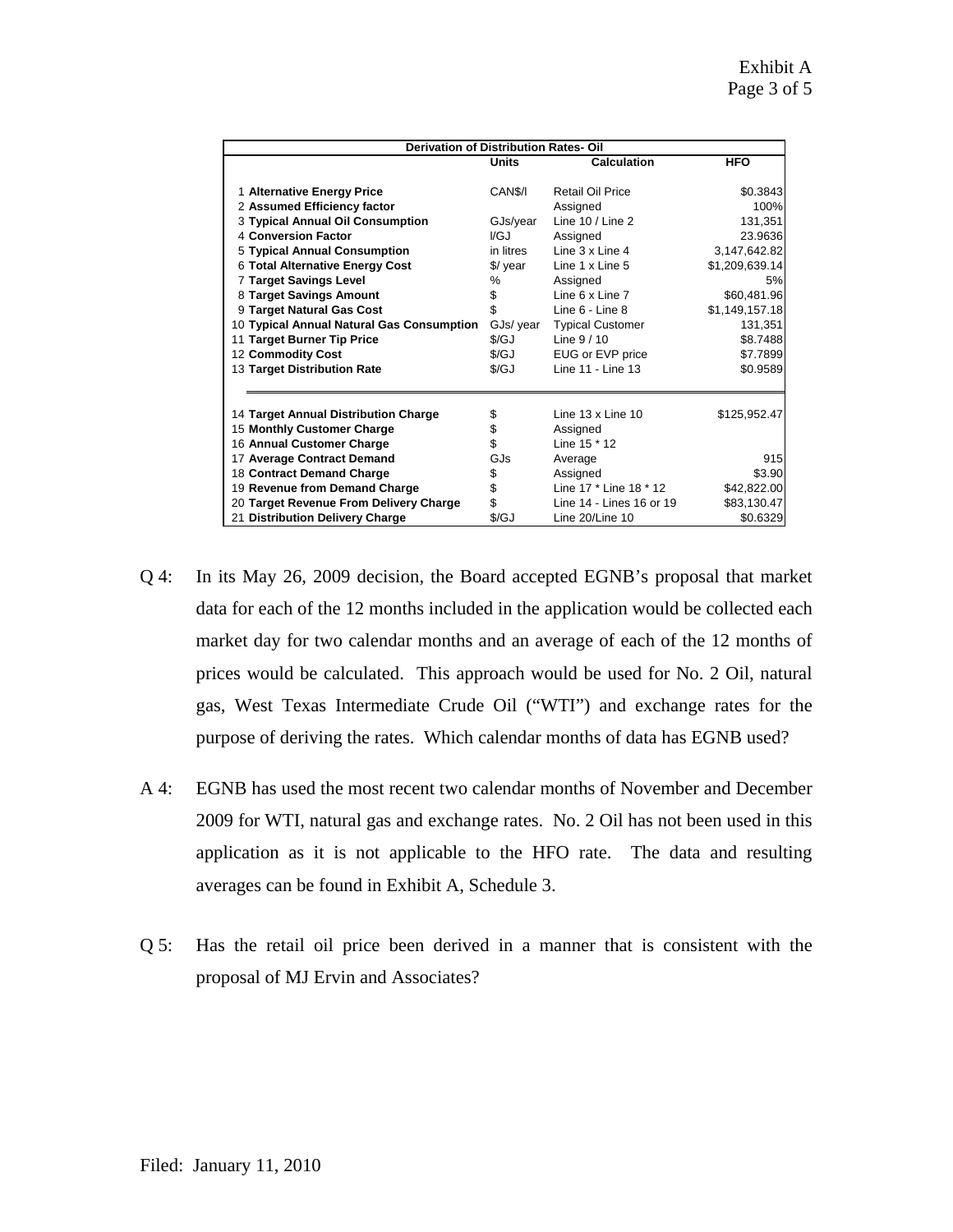| Derivation of Distribution Rates- Oil | | | |
|---|---|---|---|
| | **Units** | **Calculation** | **HFO** |
| 1 **Alternative Energy Price** | CAN$/l | Retail Oil Price | $0.3843 |
| 2 **Assumed Efficiency factor** | | Assigned | 100% |
| 3 **Typical Annual Oil Consumption** | GJs/year | Line 10 / Line 2 | 131,351 |
| 4 **Conversion Factor** | l/GJ | Assigned | 23.9636 |
| 5 **Typical Annual Consumption** | in litres | Line 3 x Line 4 | 3,147,642.82 |
| 6 **Total Alternative Energy Cost** | $/ year | Line 1 x Line 5 | $1,209,639.14 |
| 7 **Target Savings Level** | % | Assigned | 5% |
| 8 **Target Savings Amount** | $ | Line 6 x Line 7 | $60,481.96 |
| 9 **Target Natural Gas Cost** | $ | Line 6 - Line 8 | $1,149,157.18 |
| 10 **Typical Annual Natural Gas Consumption** | GJs/ year | Typical Customer | 131,351 |
| 11 **Target Burner Tip Price** | $/GJ | Line 9 / 10 | $8.7488 |
| 12 **Commodity Cost** | $/GJ | EUG or EVP price | $7.7899 |
| 13 **Target Distribution Rate** | $/GJ | Line 11 - Line 13 | $0.9589 |
| 14 **Target Annual Distribution Charge** | $ | Line 13 x Line 10 | $125,952.47 |
| 15 **Monthly Customer Charge** | $ | Assigned | |
| 16 **Annual Customer Charge** | $ | Line 15 * 12 | |
| 17 **Average Contract Demand** | GJs | Average | 915 |
| 18 **Contract Demand Charge** | $ | Assigned | $3.90 |
| 19 **Revenue from Demand Charge** | $ | Line 17 * Line 18 * 12 | $42,822.00 |
| 20 **Target Revenue From Delivery Charge** | $ | Line 14 - Lines 16 or 19 | $83,130.47 |
| 21 **Distribution Delivery Charge** | $/GJ | Line 20/Line 10 | $0.6329 |

Q 4: In its May 26, 2009 decision, the Board accepted EGNB's proposal that market data for each of the 12 months included in the application would be collected each market day for two calendar months and an average of each of the 12 months of prices would be calculated. This approach would be used for No. 2 Oil, natural gas, West Texas Intermediate Crude Oil ("WTI") and exchange rates for the purpose of deriving the rates. Which calendar months of data has EGNB used?

A 4: EGNB has used the most recent two calendar months of November and December 2009 for WTI, natural gas and exchange rates. No. 2 Oil has not been used in this application as it is not applicable to the HFO rate. The data and resulting averages can be found in Exhibit A, Schedule 3.

Q 5: Has the retail oil price been derived in a manner that is consistent with the proposal of MJ Ervin and Associates?

Filed: January 11, 2010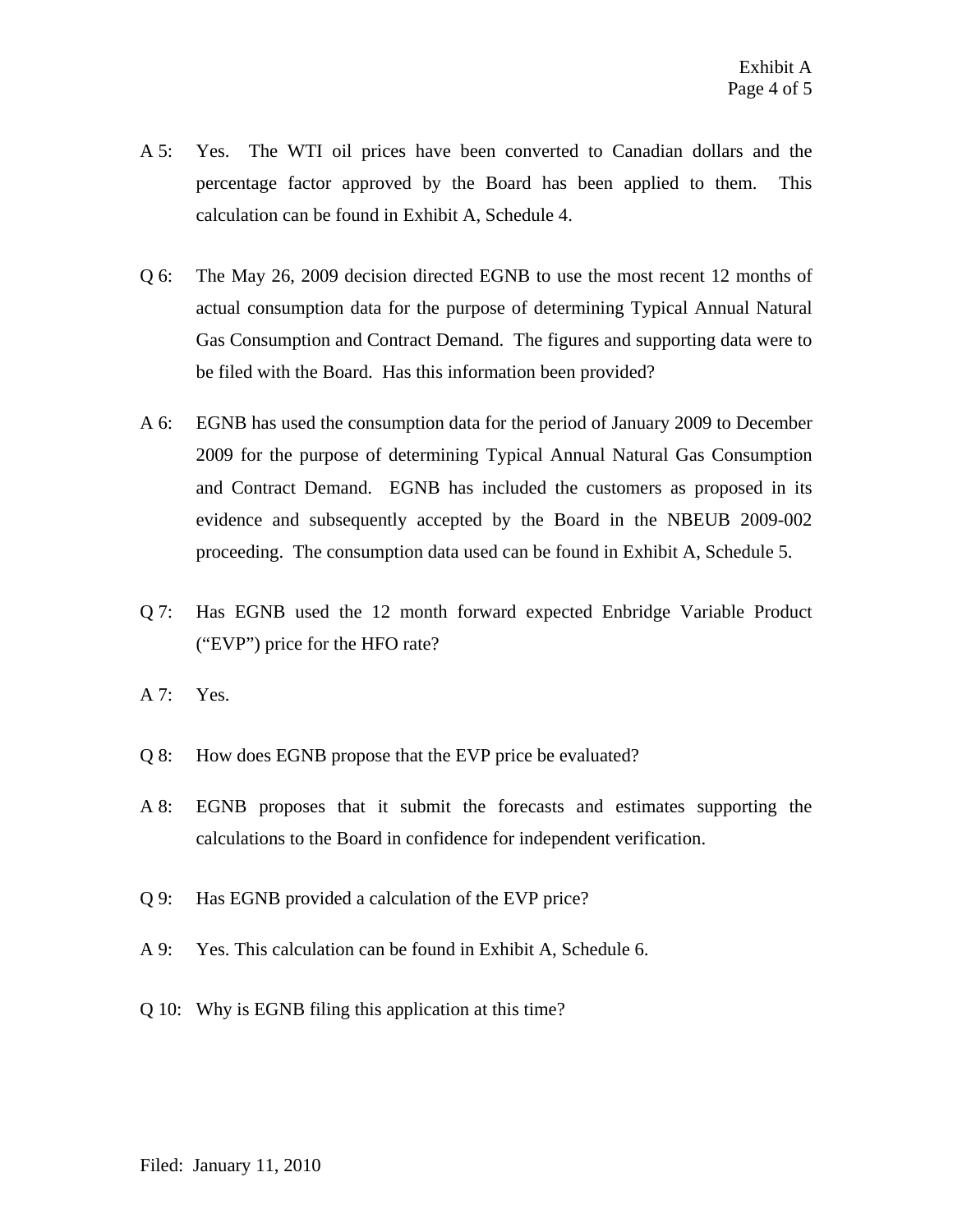A 5: Yes. The WTI oil prices have been converted to Canadian dollars and the percentage factor approved by the Board has been applied to them. This calculation can be found in Exhibit A, Schedule 4.

Q 6: The May 26, 2009 decision directed EGNB to use the most recent 12 months of actual consumption data for the purpose of determining Typical Annual Natural Gas Consumption and Contract Demand. The figures and supporting data were to be filed with the Board. Has this information been provided?

A 6: EGNB has used the consumption data for the period of January 2009 to December 2009 for the purpose of determining Typical Annual Natural Gas Consumption and Contract Demand. EGNB has included the customers as proposed in its evidence and subsequently accepted by the Board in the NBEUB 2009-002 proceeding. The consumption data used can be found in Exhibit A, Schedule 5.

Q 7: Has EGNB used the 12 month forward expected Enbridge Variable Product ("EVP") price for the HFO rate?

A 7: Yes.

Q 8: How does EGNB propose that the EVP price be evaluated?

A 8: EGNB proposes that it submit the forecasts and estimates supporting the calculations to the Board in confidence for independent verification.

Q 9: Has EGNB provided a calculation of the EVP price?

A 9: Yes. This calculation can be found in Exhibit A, Schedule 6.

Q 10: Why is EGNB filing this application at this time?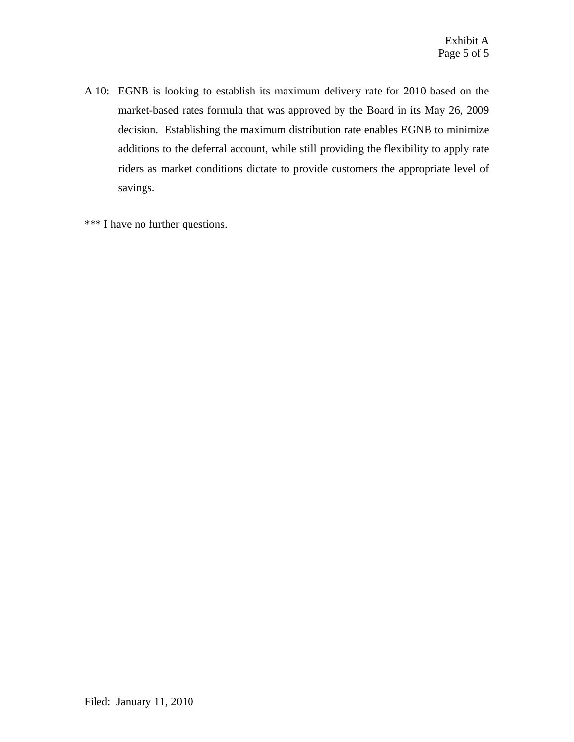A 10: EGNB is looking to establish its maximum delivery rate for 2010 based on the market-based rates formula that was approved by the Board in its May 26, 2009 decision. Establishing the maximum distribution rate enables EGNB to minimize additions to the deferral account, while still providing the flexibility to apply rate riders as market conditions dictate to provide customers the appropriate level of savings.

*** I have no further questions.